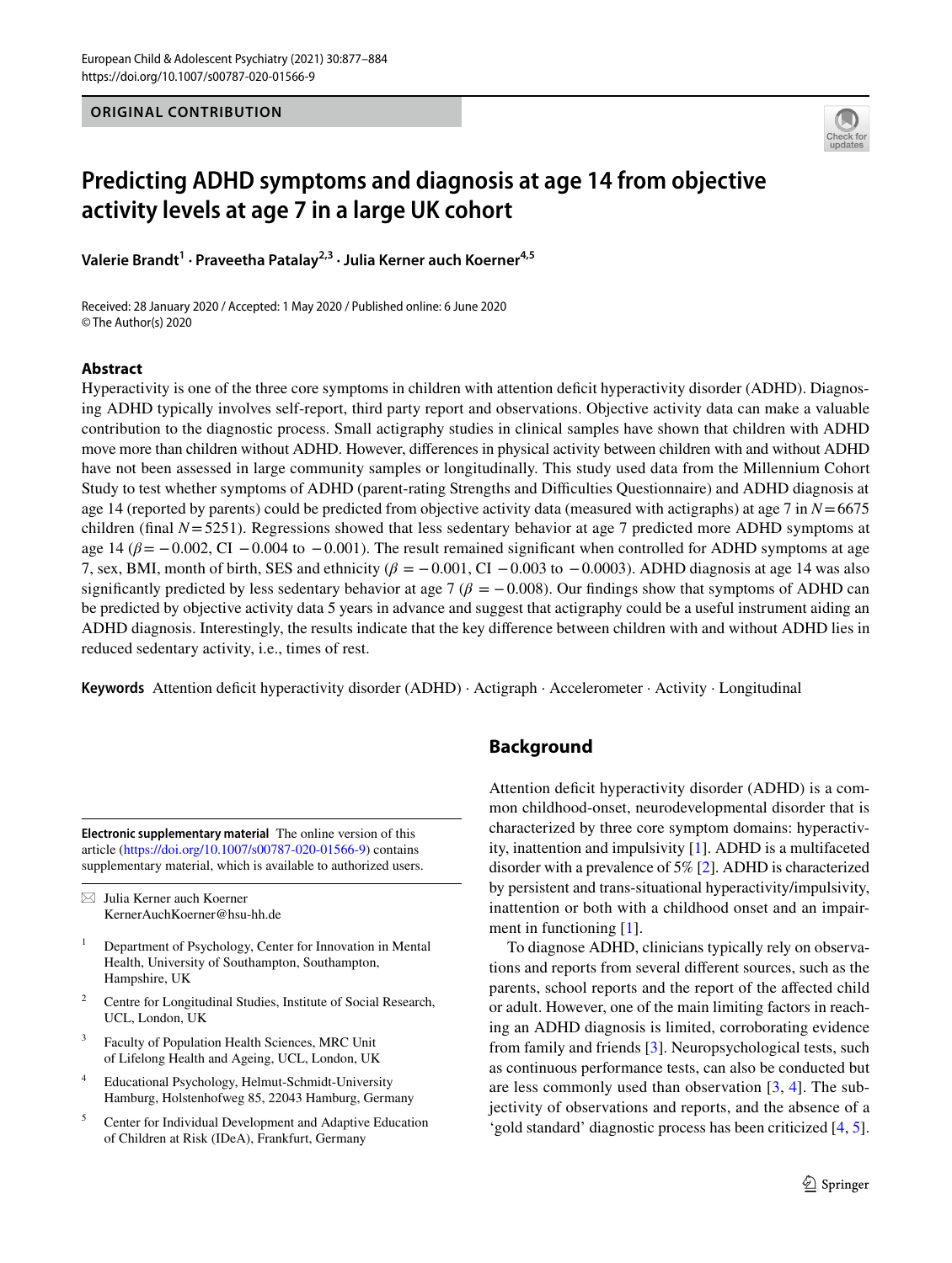ORIGINAL CONTRIBUTION

# Predicting ADHD symptoms and diagnosis at age 14 from objective activity levels at age 7 in a large UK cohort

**Valerie Brandt[1] · Praveetha Patalay[2,3] · Julia Kerner auch Koerner[4,5]**

Received: 28 January 2020 / Accepted: 1 May 2020 / Published online: 6 June 2020
© The Author(s) 2020

## Abstract

Hyperactivity is one of the three core symptoms in children with attention deficit hyperactivity disorder (ADHD). Diagnosing ADHD typically involves self-report, third party report and observations. Objective activity data can make a valuable contribution to the diagnostic process. Small actigraphy studies in clinical samples have shown that children with ADHD move more than children without ADHD. However, differences in physical activity between children with and without ADHD have not been assessed in large community samples or longitudinally. This study used data from the Millennium Cohort Study to test whether symptoms of ADHD (parent-rating Strengths and Difficulties Questionnaire) and ADHD diagnosis at age 14 (reported by parents) could be predicted from objective activity data (measured with actigraphs) at age 7 in $N = 6675$ children (final $N = 5251$). Regressions showed that less sedentary behavior at age 7 predicted more ADHD symptoms at age 14 ($\beta = -0.002$, CI $-0.004$ to $-0.001$). The result remained significant when controlled for ADHD symptoms at age 7, sex, BMI, month of birth, SES and ethnicity ($\beta = -0.001$, CI $-0.003$ to $-0.0003$). ADHD diagnosis at age 14 was also significantly predicted by less sedentary behavior at age 7 ($\beta = -0.008$). Our findings show that symptoms of ADHD can be predicted by objective activity data 5 years in advance and suggest that actigraphy could be a useful instrument aiding an ADHD diagnosis. Interestingly, the results indicate that the key difference between children with and without ADHD lies in reduced sedentary activity, i.e., times of rest.

**Keywords** Attention deficit hyperactivity disorder (ADHD) · Actigraph · Accelerometer · Activity · Longitudinal

## Background

Attention deficit hyperactivity disorder (ADHD) is a common childhood-onset, neurodevelopmental disorder that is characterized by three core symptom domains: hyperactivity, inattention and impulsivity [1]. ADHD is a multifaceted disorder with a prevalence of 5% [2]. ADHD is characterized by persistent and trans-situational hyperactivity/impulsivity, inattention or both with a childhood onset and an impairment in functioning [1].

To diagnose ADHD, clinicians typically rely on observations and reports from several different sources, such as the parents, school reports and the report of the affected child or adult. However, one of the main limiting factors in reaching an ADHD diagnosis is limited, corroborating evidence from family and friends [3]. Neuropsychological tests, such as continuous performance tests, can also be conducted but are less commonly used than observation [3, 4]. The subjectivity of observations and reports, and the absence of a 'gold standard' diagnostic process has been criticized [4, 5].

**Electronic supplementary material** The online version of this article (https://doi.org/10.1007/s00787-020-01566-9) contains supplementary material, which is available to authorized users.

✉ Julia Kerner auch Koerner
KernerAuchKoerner@hsu-hh.de

1 Department of Psychology, Center for Innovation in Mental Health, University of Southampton, Southampton, Hampshire, UK

2 Centre for Longitudinal Studies, Institute of Social Research, UCL, London, UK

3 Faculty of Population Health Sciences, MRC Unit of Lifelong Health and Ageing, UCL, London, UK

4 Educational Psychology, Helmut-Schmidt-University Hamburg, Holstenhofweg 85, 22043 Hamburg, Germany

5 Center for Individual Development and Adaptive Education of Children at Risk (IDeA), Frankfurt, Germany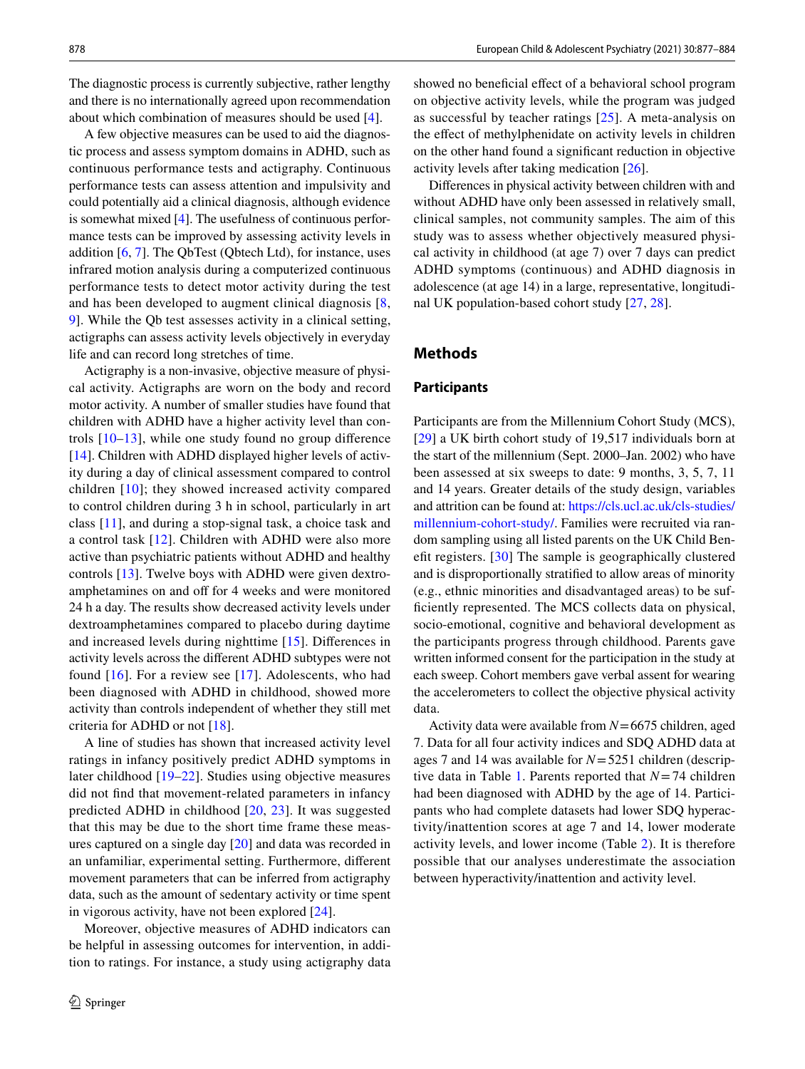The diagnostic process is currently subjective, rather lengthy and there is no internationally agreed upon recommendation about which combination of measures should be used [4].

A few objective measures can be used to aid the diagnostic process and assess symptom domains in ADHD, such as continuous performance tests and actigraphy. Continuous performance tests can assess attention and impulsivity and could potentially aid a clinical diagnosis, although evidence is somewhat mixed [4]. The usefulness of continuous performance tests can be improved by assessing activity levels in addition [6, 7]. The QbTest (Qbtech Ltd), for instance, uses infrared motion analysis during a computerized continuous performance tests to detect motor activity during the test and has been developed to augment clinical diagnosis [8, 9]. While the Qb test assesses activity in a clinical setting, actigraphs can assess activity levels objectively in everyday life and can record long stretches of time.

Actigraphy is a non-invasive, objective measure of physical activity. Actigraphs are worn on the body and record motor activity. A number of smaller studies have found that children with ADHD have a higher activity level than controls [10–13], while one study found no group difference [14]. Children with ADHD displayed higher levels of activity during a day of clinical assessment compared to control children [10]; they showed increased activity compared to control children during 3 h in school, particularly in art class [11], and during a stop-signal task, a choice task and a control task [12]. Children with ADHD were also more active than psychiatric patients without ADHD and healthy controls [13]. Twelve boys with ADHD were given dextroamphetamines on and off for 4 weeks and were monitored 24 h a day. The results show decreased activity levels under dextroamphetamines compared to placebo during daytime and increased levels during nighttime [15]. Differences in activity levels across the different ADHD subtypes were not found [16]. For a review see [17]. Adolescents, who had been diagnosed with ADHD in childhood, showed more activity than controls independent of whether they still met criteria for ADHD or not [18].

A line of studies has shown that increased activity level ratings in infancy positively predict ADHD symptoms in later childhood [19–22]. Studies using objective measures did not find that movement-related parameters in infancy predicted ADHD in childhood [20, 23]. It was suggested that this may be due to the short time frame these measures captured on a single day [20] and data was recorded in an unfamiliar, experimental setting. Furthermore, different movement parameters that can be inferred from actigraphy data, such as the amount of sedentary activity or time spent in vigorous activity, have not been explored [24].

Moreover, objective measures of ADHD indicators can be helpful in assessing outcomes for intervention, in addition to ratings. For instance, a study using actigraphy data showed no beneficial effect of a behavioral school program on objective activity levels, while the program was judged as successful by teacher ratings [25]. A meta-analysis on the effect of methylphenidate on activity levels in children on the other hand found a significant reduction in objective activity levels after taking medication [26].

Differences in physical activity between children with and without ADHD have only been assessed in relatively small, clinical samples, not community samples. The aim of this study was to assess whether objectively measured physical activity in childhood (at age 7) over 7 days can predict ADHD symptoms (continuous) and ADHD diagnosis in adolescence (at age 14) in a large, representative, longitudinal UK population-based cohort study [27, 28].

## Methods

### Participants

Participants are from the Millennium Cohort Study (MCS), [29] a UK birth cohort study of 19,517 individuals born at the start of the millennium (Sept. 2000–Jan. 2002) who have been assessed at six sweeps to date: 9 months, 3, 5, 7, 11 and 14 years. Greater details of the study design, variables and attrition can be found at: https://cls.ucl.ac.uk/cls-studies/millennium-cohort-study/. Families were recruited via random sampling using all listed parents on the UK Child Benefit registers. [30] The sample is geographically clustered and is disproportionally stratified to allow areas of minority (e.g., ethnic minorities and disadvantaged areas) to be sufficiently represented. The MCS collects data on physical, socio-emotional, cognitive and behavioral development as the participants progress through childhood. Parents gave written informed consent for the participation in the study at each sweep. Cohort members gave verbal assent for wearing the accelerometers to collect the objective physical activity data.

Activity data were available from $N = 6675$ children, aged 7. Data for all four activity indices and SDQ ADHD data at ages 7 and 14 was available for $N = 5251$ children (descriptive data in Table 1. Parents reported that $N = 74$ children had been diagnosed with ADHD by the age of 14. Participants who had complete datasets had lower SDQ hyperactivity/inattention scores at age 7 and 14, lower moderate activity levels, and lower income (Table 2). It is therefore possible that our analyses underestimate the association between hyperactivity/inattention and activity level.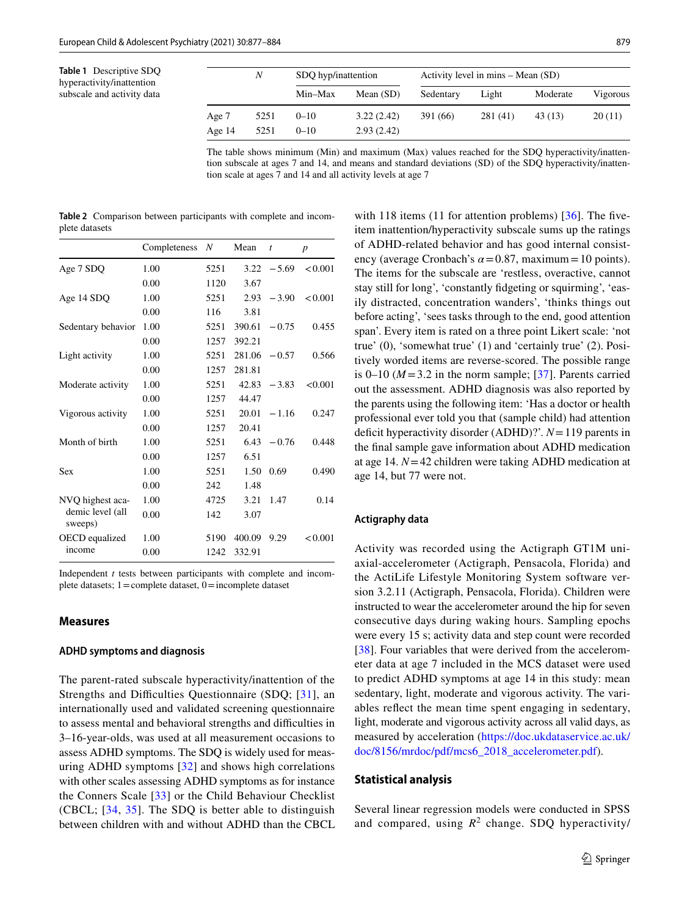**Table 1** Descriptive SDQ hyperactivity/inattention subscale and activity data

| | $N$ | SDQ hyp/inattention | | Activity level in mins – Mean (SD) | | | |
|---|---|---|---|---|---|---|---|
| | | Min–Max | Mean (SD) | Sedentary | Light | Moderate | Vigorous |
| Age 7 | 5251 | 0–10 | 3.22 (2.42) | 391 (66) | 281 (41) | 43 (13) | 20 (11) |
| Age 14 | 5251 | 0–10 | 2.93 (2.42) | | | | |

The table shows minimum (Min) and maximum (Max) values reached for the SDQ hyperactivity/inattention subscale at ages 7 and 14, and means and standard deviations (SD) of the SDQ hyperactivity/inattention scale at ages 7 and 14 and all activity levels at age 7

**Table 2** Comparison between participants with complete and incomplete datasets

| | Completeness | $N$ | Mean | $t$ | $p$ |
|---|---|---|---|---|---|
| Age 7 SDQ | 1.00 | 5251 | 3.22 | −5.69 | <0.001 |
| | 0.00 | 1120 | 3.67 | | |
| Age 14 SDQ | 1.00 | 5251 | 2.93 | −3.90 | <0.001 |
| | 0.00 | 116 | 3.81 | | |
| Sedentary behavior | 1.00 | 5251 | 390.61 | −0.75 | 0.455 |
| | 0.00 | 1257 | 392.21 | | |
| Light activity | 1.00 | 5251 | 281.06 | −0.57 | 0.566 |
| | 0.00 | 1257 | 281.81 | | |
| Moderate activity | 1.00 | 5251 | 42.83 | −3.83 | <0.001 |
| | 0.00 | 1257 | 44.47 | | |
| Vigorous activity | 1.00 | 5251 | 20.01 | −1.16 | 0.247 |
| | 0.00 | 1257 | 20.41 | | |
| Month of birth | 1.00 | 5251 | 6.43 | −0.76 | 0.448 |
| | 0.00 | 1257 | 6.51 | | |
| Sex | 1.00 | 5251 | 1.50 | 0.69 | 0.490 |
| | 0.00 | 242 | 1.48 | | |
| NVQ highest academic level (all sweeps) | 1.00 | 4725 | 3.21 | 1.47 | 0.14 |
| | 0.00 | 142 | 3.07 | | |
| OECD equalized income | 1.00 | 5190 | 400.09 | 9.29 | <0.001 |
| | 0.00 | 1242 | 332.91 | | |

Independent $t$ tests between participants with complete and incomplete datasets; 1 = complete dataset, 0 = incomplete dataset

## Measures

### ADHD symptoms and diagnosis

The parent-rated subscale hyperactivity/inattention of the Strengths and Difficulties Questionnaire (SDQ; [31], an internationally used and validated screening questionnaire to assess mental and behavioral strengths and difficulties in 3–16-year-olds, was used at all measurement occasions to assess ADHD symptoms. The SDQ is widely used for measuring ADHD symptoms [32] and shows high correlations with other scales assessing ADHD symptoms as for instance the Conners Scale [33] or the Child Behaviour Checklist (CBCL; [34, 35]. The SDQ is better able to distinguish between children with and without ADHD than the CBCL with 118 items (11 for attention problems) [36]. The five-item inattention/hyperactivity subscale sums up the ratings of ADHD-related behavior and has good internal consistency (average Cronbach's $\alpha = 0.87$, maximum = 10 points). The items for the subscale are 'restless, overactive, cannot stay still for long', 'constantly fidgeting or squirming', 'easily distracted, concentration wanders', 'thinks things out before acting', 'sees tasks through to the end, good attention span'. Every item is rated on a three point Likert scale: 'not true' (0), 'somewhat true' (1) and 'certainly true' (2). Positively worded items are reverse-scored. The possible range is 0–10 ($M = 3.2$ in the norm sample; [37]. Parents carried out the assessment. ADHD diagnosis was also reported by the parents using the following item: 'Has a doctor or health professional ever told you that (sample child) had attention deficit hyperactivity disorder (ADHD)?'. $N = 119$ parents in the final sample gave information about ADHD medication at age 14. $N = 42$ children were taking ADHD medication at age 14, but 77 were not.

### Actigraphy data

Activity was recorded using the Actigraph GT1M uniaxial-accelerometer (Actigraph, Pensacola, Florida) and the ActiLife Lifestyle Monitoring System software version 3.2.11 (Actigraph, Pensacola, Florida). Children were instructed to wear the accelerometer around the hip for seven consecutive days during waking hours. Sampling epochs were every 15 s; activity data and step count were recorded [38]. Four variables that were derived from the accelerometer data at age 7 included in the MCS dataset were used to predict ADHD symptoms at age 14 in this study: mean sedentary, light, moderate and vigorous activity. The variables reflect the mean time spent engaging in sedentary, light, moderate and vigorous activity across all valid days, as measured by acceleration (https://doc.ukdataservice.ac.uk/doc/8156/mrdoc/pdf/mcs6_2018_accelerometer.pdf).

### Statistical analysis

Several linear regression models were conducted in SPSS and compared, using $R^2$ change. SDQ hyperactivity/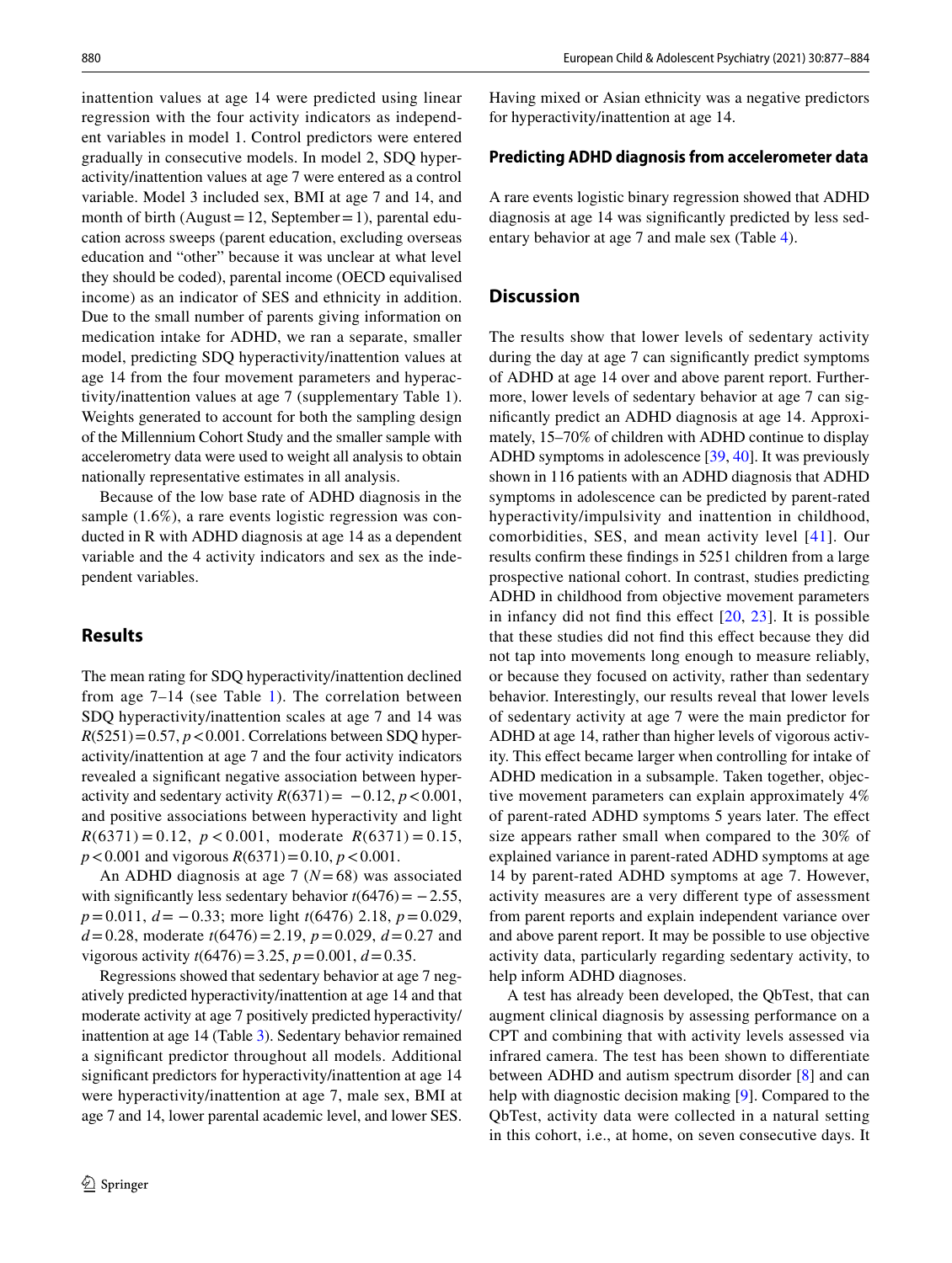inattention values at age 14 were predicted using linear regression with the four activity indicators as independent variables in model 1. Control predictors were entered gradually in consecutive models. In model 2, SDQ hyperactivity/inattention values at age 7 were entered as a control variable. Model 3 included sex, BMI at age 7 and 14, and month of birth (August = 12, September = 1), parental education across sweeps (parent education, excluding overseas education and "other" because it was unclear at what level they should be coded), parental income (OECD equivalised income) as an indicator of SES and ethnicity in addition. Due to the small number of parents giving information on medication intake for ADHD, we ran a separate, smaller model, predicting SDQ hyperactivity/inattention values at age 14 from the four movement parameters and hyperactivity/inattention values at age 7 (supplementary Table 1). Weights generated to account for both the sampling design of the Millennium Cohort Study and the smaller sample with accelerometry data were used to weight all analysis to obtain nationally representative estimates in all analysis.

Because of the low base rate of ADHD diagnosis in the sample (1.6%), a rare events logistic regression was conducted in R with ADHD diagnosis at age 14 as a dependent variable and the 4 activity indicators and sex as the independent variables.

## Results

The mean rating for SDQ hyperactivity/inattention declined from age 7–14 (see Table 1). The correlation between SDQ hyperactivity/inattention scales at age 7 and 14 was $R(5251) = 0.57$, $p < 0.001$. Correlations between SDQ hyperactivity/inattention at age 7 and the four activity indicators revealed a significant negative association between hyperactivity and sedentary activity $R(6371) = -0.12$, $p < 0.001$, and positive associations between hyperactivity and light $R(6371) = 0.12$, $p < 0.001$, moderate $R(6371) = 0.15$, $p < 0.001$ and vigorous $R(6371) = 0.10$, $p < 0.001$.

An ADHD diagnosis at age 7 ($N = 68$) was associated with significantly less sedentary behavior $t(6476) = -2.55$, $p = 0.011$, $d = -0.33$; more light $t(6476)$ 2.18, $p = 0.029$, $d = 0.28$, moderate $t(6476) = 2.19$, $p = 0.029$, $d = 0.27$ and vigorous activity $t(6476) = 3.25$, $p = 0.001$, $d = 0.35$.

Regressions showed that sedentary behavior at age 7 negatively predicted hyperactivity/inattention at age 14 and that moderate activity at age 7 positively predicted hyperactivity/inattention at age 14 (Table 3). Sedentary behavior remained a significant predictor throughout all models. Additional significant predictors for hyperactivity/inattention at age 14 were hyperactivity/inattention at age 7, male sex, BMI at age 7 and 14, lower parental academic level, and lower SES. Having mixed or Asian ethnicity was a negative predictors for hyperactivity/inattention at age 14.

### Predicting ADHD diagnosis from accelerometer data

A rare events logistic binary regression showed that ADHD diagnosis at age 14 was significantly predicted by less sedentary behavior at age 7 and male sex (Table 4).

## Discussion

The results show that lower levels of sedentary activity during the day at age 7 can significantly predict symptoms of ADHD at age 14 over and above parent report. Furthermore, lower levels of sedentary behavior at age 7 can significantly predict an ADHD diagnosis at age 14. Approximately, 15–70% of children with ADHD continue to display ADHD symptoms in adolescence [39, 40]. It was previously shown in 116 patients with an ADHD diagnosis that ADHD symptoms in adolescence can be predicted by parent-rated hyperactivity/impulsivity and inattention in childhood, comorbidities, SES, and mean activity level [41]. Our results confirm these findings in 5251 children from a large prospective national cohort. In contrast, studies predicting ADHD in childhood from objective movement parameters in infancy did not find this effect [20, 23]. It is possible that these studies did not find this effect because they did not tap into movements long enough to measure reliably, or because they focused on activity, rather than sedentary behavior. Interestingly, our results reveal that lower levels of sedentary activity at age 7 were the main predictor for ADHD at age 14, rather than higher levels of vigorous activity. This effect became larger when controlling for intake of ADHD medication in a subsample. Taken together, objective movement parameters can explain approximately 4% of parent-rated ADHD symptoms 5 years later. The effect size appears rather small when compared to the 30% of explained variance in parent-rated ADHD symptoms at age 14 by parent-rated ADHD symptoms at age 7. However, activity measures are a very different type of assessment from parent reports and explain independent variance over and above parent report. It may be possible to use objective activity data, particularly regarding sedentary activity, to help inform ADHD diagnoses.

A test has already been developed, the QbTest, that can augment clinical diagnosis by assessing performance on a CPT and combining that with activity levels assessed via infrared camera. The test has been shown to differentiate between ADHD and autism spectrum disorder [8] and can help with diagnostic decision making [9]. Compared to the QbTest, activity data were collected in a natural setting in this cohort, i.e., at home, on seven consecutive days. It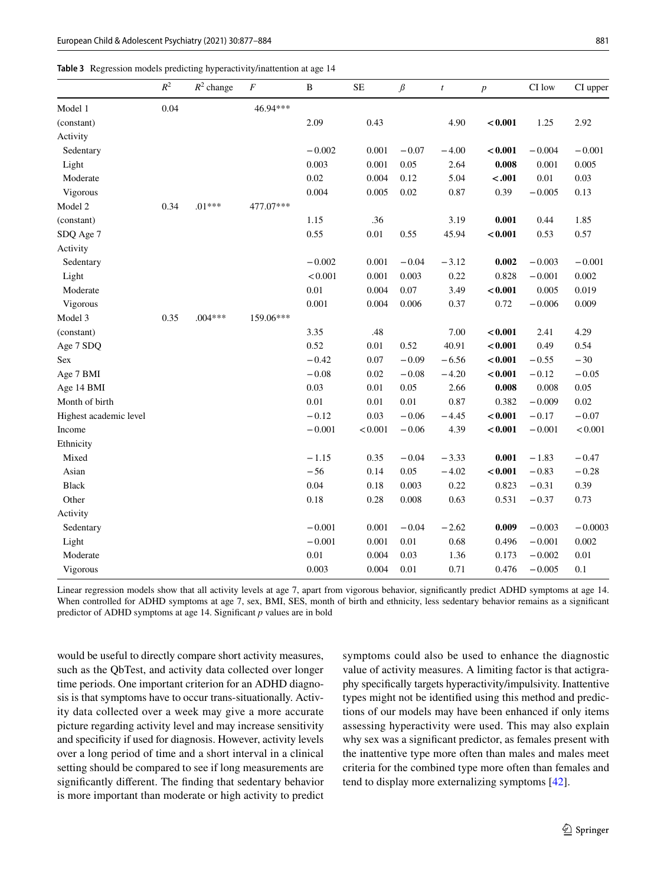**Table 3** Regression models predicting hyperactivity/inattention at age 14

| | $R^2$ | $R^2$ change | $F$ | B | SE | $\beta$ | $t$ | $p$ | CI low | CI upper |
|---|---|---|---|---|---|---|---|---|---|---|
| Model 1 | 0.04 | | 46.94*** | | | | | | | |
| (constant) | | | | 2.09 | 0.43 | | 4.90 | **<0.001** | 1.25 | 2.92 |
| Activity | | | | | | | | | | |
| Sedentary | | | | −0.002 | 0.001 | −0.07 | −4.00 | **<0.001** | −0.004 | −0.001 |
| Light | | | | 0.003 | 0.001 | 0.05 | 2.64 | **0.008** | 0.001 | 0.005 |
| Moderate | | | | 0.02 | 0.004 | 0.12 | 5.04 | **<.001** | 0.01 | 0.03 |
| Vigorous | | | | 0.004 | 0.005 | 0.02 | 0.87 | 0.39 | −0.005 | 0.13 |
| Model 2 | 0.34 | .01*** | 477.07*** | | | | | | | |
| (constant) | | | | 1.15 | .36 | | 3.19 | **0.001** | 0.44 | 1.85 |
| SDQ Age 7 | | | | 0.55 | 0.01 | 0.55 | 45.94 | **<0.001** | 0.53 | 0.57 |
| Activity | | | | | | | | | | |
| Sedentary | | | | −0.002 | 0.001 | −0.04 | −3.12 | **0.002** | −0.003 | −0.001 |
| Light | | | | <0.001 | 0.001 | 0.003 | 0.22 | 0.828 | −0.001 | 0.002 |
| Moderate | | | | 0.01 | 0.004 | 0.07 | 3.49 | **<0.001** | 0.005 | 0.019 |
| Vigorous | | | | 0.001 | 0.004 | 0.006 | 0.37 | 0.72 | −0.006 | 0.009 |
| Model 3 | 0.35 | .004*** | 159.06*** | | | | | | | |
| (constant) | | | | 3.35 | .48 | | 7.00 | **<0.001** | 2.41 | 4.29 |
| Age 7 SDQ | | | | 0.52 | 0.01 | 0.52 | 40.91 | **<0.001** | 0.49 | 0.54 |
| Sex | | | | −0.42 | 0.07 | −0.09 | −6.56 | **<0.001** | −0.55 | −30 |
| Age 7 BMI | | | | −0.08 | 0.02 | −0.08 | −4.20 | **<0.001** | −0.12 | −0.05 |
| Age 14 BMI | | | | 0.03 | 0.01 | 0.05 | 2.66 | **0.008** | 0.008 | 0.05 |
| Month of birth | | | | 0.01 | 0.01 | 0.01 | 0.87 | 0.382 | −0.009 | 0.02 |
| Highest academic level | | | | −0.12 | 0.03 | −0.06 | −4.45 | **<0.001** | −0.17 | −0.07 |
| Income | | | | −0.001 | <0.001 | −0.06 | 4.39 | **<0.001** | −0.001 | <0.001 |
| Ethnicity | | | | | | | | | | |
| Mixed | | | | −1.15 | 0.35 | −0.04 | −3.33 | **0.001** | −1.83 | −0.47 |
| Asian | | | | −56 | 0.14 | 0.05 | −4.02 | **<0.001** | −0.83 | −0.28 |
| Black | | | | 0.04 | 0.18 | 0.003 | 0.22 | 0.823 | −0.31 | 0.39 |
| Other | | | | 0.18 | 0.28 | 0.008 | 0.63 | 0.531 | −0.37 | 0.73 |
| Activity | | | | | | | | | | |
| Sedentary | | | | −0.001 | 0.001 | −0.04 | −2.62 | **0.009** | −0.003 | −0.0003 |
| Light | | | | −0.001 | 0.001 | 0.01 | 0.68 | 0.496 | −0.001 | 0.002 |
| Moderate | | | | 0.01 | 0.004 | 0.03 | 1.36 | 0.173 | −0.002 | 0.01 |
| Vigorous | | | | 0.003 | 0.004 | 0.01 | 0.71 | 0.476 | −0.005 | 0.1 |

Linear regression models show that all activity levels at age 7, apart from vigorous behavior, significantly predict ADHD symptoms at age 14. When controlled for ADHD symptoms at age 7, sex, BMI, SES, month of birth and ethnicity, less sedentary behavior remains as a significant predictor of ADHD symptoms at age 14. Significant $p$ values are in bold

would be useful to directly compare short activity measures, such as the QbTest, and activity data collected over longer time periods. One important criterion for an ADHD diagnosis is that symptoms have to occur trans-situationally. Activity data collected over a week may give a more accurate picture regarding activity level and may increase sensitivity and specificity if used for diagnosis. However, activity levels over a long period of time and a short interval in a clinical setting should be compared to see if long measurements are significantly different. The finding that sedentary behavior is more important than moderate or high activity to predict symptoms could also be used to enhance the diagnostic value of activity measures. A limiting factor is that actigraphy specifically targets hyperactivity/impulsivity. Inattentive types might not be identified using this method and predictions of our models may have been enhanced if only items assessing hyperactivity were used. This may also explain why sex was a significant predictor, as females present with the inattentive type more often than males and males meet criteria for the combined type more often than females and tend to display more externalizing symptoms [42].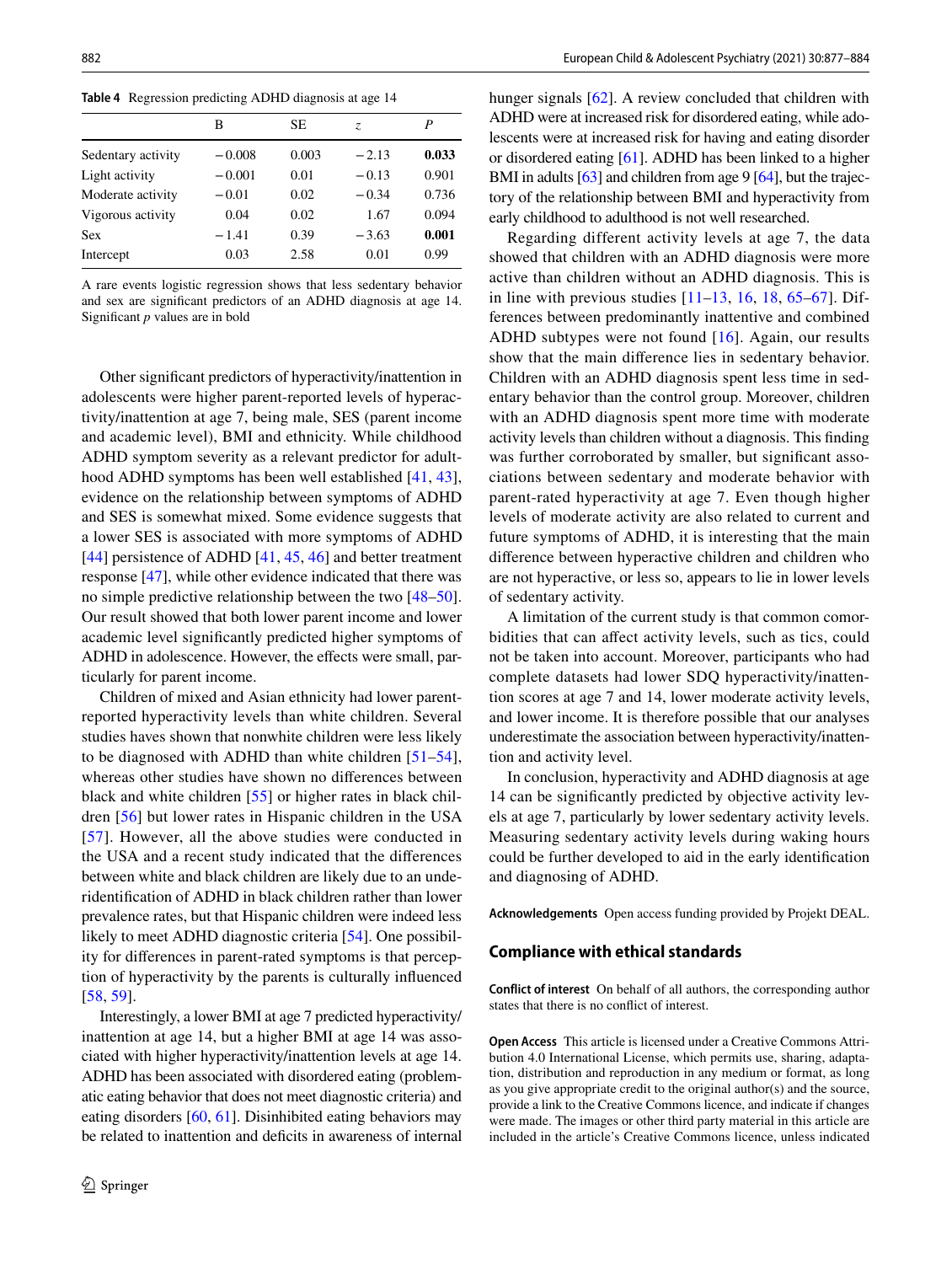**Table 4** Regression predicting ADHD diagnosis at age 14

| | B | SE | *z* | *P* |
|---|---|---|---|---|
| Sedentary activity | −0.008 | 0.003 | −2.13 | **0.033** |
| Light activity | −0.001 | 0.01 | −0.13 | 0.901 |
| Moderate activity | −0.01 | 0.02 | −0.34 | 0.736 |
| Vigorous activity | 0.04 | 0.02 | 1.67 | 0.094 |
| Sex | −1.41 | 0.39 | −3.63 | **0.001** |
| Intercept | 0.03 | 2.58 | 0.01 | 0.99 |

A rare events logistic regression shows that less sedentary behavior and sex are significant predictors of an ADHD diagnosis at age 14. Significant *p* values are in bold

Other significant predictors of hyperactivity/inattention in adolescents were higher parent-reported levels of hyperactivity/inattention at age 7, being male, SES (parent income and academic level), BMI and ethnicity. While childhood ADHD symptom severity as a relevant predictor for adulthood ADHD symptoms has been well established [41, 43], evidence on the relationship between symptoms of ADHD and SES is somewhat mixed. Some evidence suggests that a lower SES is associated with more symptoms of ADHD [44] persistence of ADHD [41, 45, 46] and better treatment response [47], while other evidence indicated that there was no simple predictive relationship between the two [48–50]. Our result showed that both lower parent income and lower academic level significantly predicted higher symptoms of ADHD in adolescence. However, the effects were small, particularly for parent income.

Children of mixed and Asian ethnicity had lower parent-reported hyperactivity levels than white children. Several studies haves shown that nonwhite children were less likely to be diagnosed with ADHD than white children [51–54], whereas other studies have shown no differences between black and white children [55] or higher rates in black children [56] but lower rates in Hispanic children in the USA [57]. However, all the above studies were conducted in the USA and a recent study indicated that the differences between white and black children are likely due to an underidentification of ADHD in black children rather than lower prevalence rates, but that Hispanic children were indeed less likely to meet ADHD diagnostic criteria [54]. One possibility for differences in parent-rated symptoms is that perception of hyperactivity by the parents is culturally influenced [58, 59].

Interestingly, a lower BMI at age 7 predicted hyperactivity/inattention at age 14, but a higher BMI at age 14 was associated with higher hyperactivity/inattention levels at age 14. ADHD has been associated with disordered eating (problematic eating behavior that does not meet diagnostic criteria) and eating disorders [60, 61]. Disinhibited eating behaviors may be related to inattention and deficits in awareness of internal hunger signals [62]. A review concluded that children with ADHD were at increased risk for disordered eating, while adolescents were at increased risk for having and eating disorder or disordered eating [61]. ADHD has been linked to a higher BMI in adults [63] and children from age 9 [64], but the trajectory of the relationship between BMI and hyperactivity from early childhood to adulthood is not well researched.

Regarding different activity levels at age 7, the data showed that children with an ADHD diagnosis were more active than children without an ADHD diagnosis. This is in line with previous studies [11–13, 16, 18, 65–67]. Differences between predominantly inattentive and combined ADHD subtypes were not found [16]. Again, our results show that the main difference lies in sedentary behavior. Children with an ADHD diagnosis spent less time in sedentary behavior than the control group. Moreover, children with an ADHD diagnosis spent more time with moderate activity levels than children without a diagnosis. This finding was further corroborated by smaller, but significant associations between sedentary and moderate behavior with parent-rated hyperactivity at age 7. Even though higher levels of moderate activity are also related to current and future symptoms of ADHD, it is interesting that the main difference between hyperactive children and children who are not hyperactive, or less so, appears to lie in lower levels of sedentary activity.

A limitation of the current study is that common comorbidities that can affect activity levels, such as tics, could not be taken into account. Moreover, participants who had complete datasets had lower SDQ hyperactivity/inattention scores at age 7 and 14, lower moderate activity levels, and lower income. It is therefore possible that our analyses underestimate the association between hyperactivity/inattention and activity level.

In conclusion, hyperactivity and ADHD diagnosis at age 14 can be significantly predicted by objective activity levels at age 7, particularly by lower sedentary activity levels. Measuring sedentary activity levels during waking hours could be further developed to aid in the early identification and diagnosing of ADHD.

**Acknowledgements** Open access funding provided by Projekt DEAL.

## Compliance with ethical standards

**Conflict of interest** On behalf of all authors, the corresponding author states that there is no conflict of interest.

**Open Access** This article is licensed under a Creative Commons Attribution 4.0 International License, which permits use, sharing, adaptation, distribution and reproduction in any medium or format, as long as you give appropriate credit to the original author(s) and the source, provide a link to the Creative Commons licence, and indicate if changes were made. The images or other third party material in this article are included in the article's Creative Commons licence, unless indicated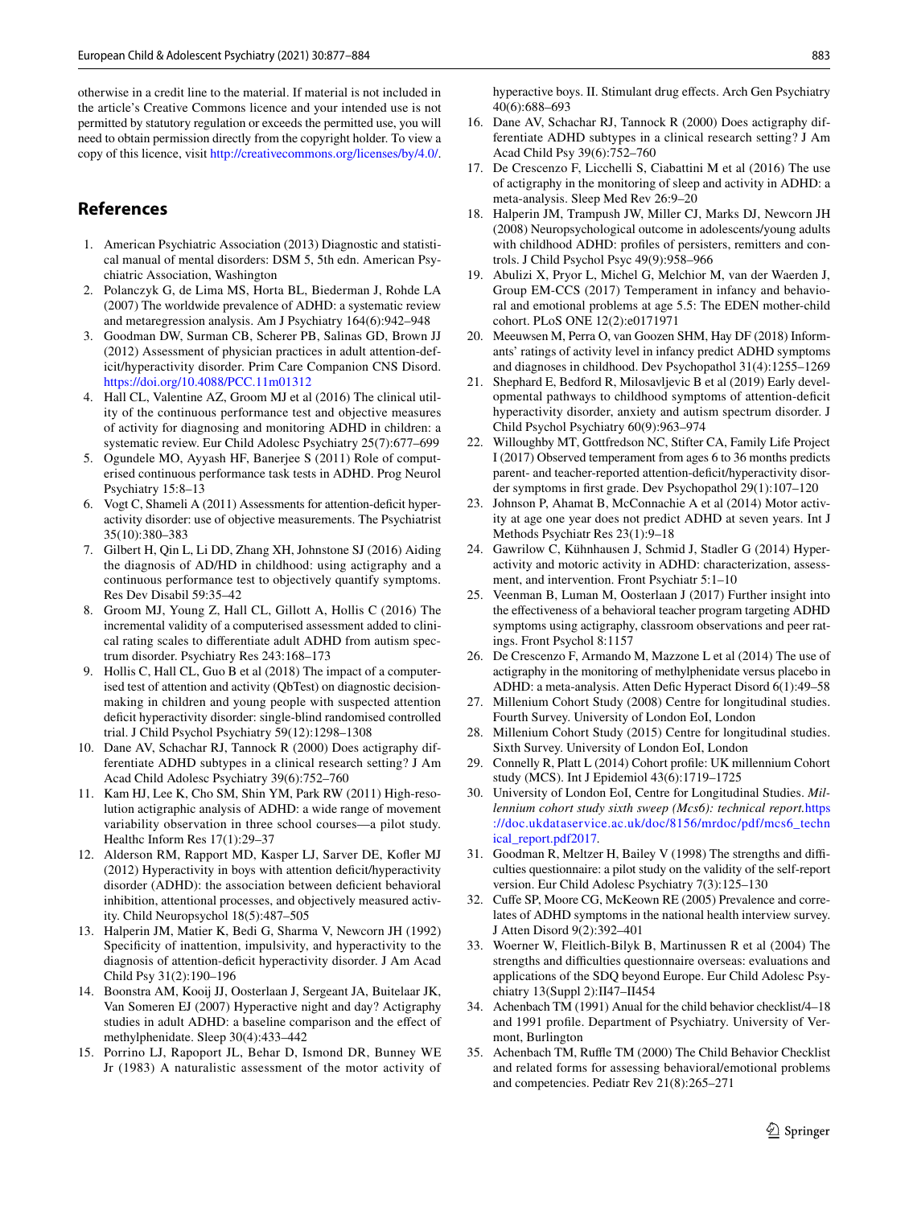otherwise in a credit line to the material. If material is not included in the article's Creative Commons licence and your intended use is not permitted by statutory regulation or exceeds the permitted use, you will need to obtain permission directly from the copyright holder. To view a copy of this licence, visit http://creativecommons.org/licenses/by/4.0/.

## References

1. American Psychiatric Association (2013) Diagnostic and statistical manual of mental disorders: DSM 5, 5th edn. American Psychiatric Association, Washington
2. Polanczyk G, de Lima MS, Horta BL, Biederman J, Rohde LA (2007) The worldwide prevalence of ADHD: a systematic review and metaregression analysis. Am J Psychiatry 164(6):942–948
3. Goodman DW, Surman CB, Scherer PB, Salinas GD, Brown JJ (2012) Assessment of physician practices in adult attention-deficit/hyperactivity disorder. Prim Care Companion CNS Disord. https://doi.org/10.4088/PCC.11m01312
4. Hall CL, Valentine AZ, Groom MJ et al (2016) The clinical utility of the continuous performance test and objective measures of activity for diagnosing and monitoring ADHD in children: a systematic review. Eur Child Adolesc Psychiatry 25(7):677–699
5. Ogundele MO, Ayyash HF, Banerjee S (2011) Role of computerised continuous performance task tests in ADHD. Prog Neurol Psychiatry 15:8–13
6. Vogt C, Shameli A (2011) Assessments for attention-deficit hyperactivity disorder: use of objective measurements. The Psychiatrist 35(10):380–383
7. Gilbert H, Qin L, Li DD, Zhang XH, Johnstone SJ (2016) Aiding the diagnosis of AD/HD in childhood: using actigraphy and a continuous performance test to objectively quantify symptoms. Res Dev Disabil 59:35–42
8. Groom MJ, Young Z, Hall CL, Gillott A, Hollis C (2016) The incremental validity of a computerised assessment added to clinical rating scales to differentiate adult ADHD from autism spectrum disorder. Psychiatry Res 243:168–173
9. Hollis C, Hall CL, Guo B et al (2018) The impact of a computerised test of attention and activity (QbTest) on diagnostic decision-making in children and young people with suspected attention deficit hyperactivity disorder: single-blind randomised controlled trial. J Child Psychol Psychiatry 59(12):1298–1308
10. Dane AV, Schachar RJ, Tannock R (2000) Does actigraphy differentiate ADHD subtypes in a clinical research setting? J Am Acad Child Adolesc Psychiatry 39(6):752–760
11. Kam HJ, Lee K, Cho SM, Shin YM, Park RW (2011) High-resolution actigraphic analysis of ADHD: a wide range of movement variability observation in three school courses—a pilot study. Healthc Inform Res 17(1):29–37
12. Alderson RM, Rapport MD, Kasper LJ, Sarver DE, Kofler MJ (2012) Hyperactivity in boys with attention deficit/hyperactivity disorder (ADHD): the association between deficient behavioral inhibition, attentional processes, and objectively measured activity. Child Neuropsychol 18(5):487–505
13. Halperin JM, Matier K, Bedi G, Sharma V, Newcorn JH (1992) Specificity of inattention, impulsivity, and hyperactivity to the diagnosis of attention-deficit hyperactivity disorder. J Am Acad Child Psy 31(2):190–196
14. Boonstra AM, Kooij JJ, Oosterlaan J, Sergeant JA, Buitelaar JK, Van Someren EJ (2007) Hyperactive night and day? Actigraphy studies in adult ADHD: a baseline comparison and the effect of methylphenidate. Sleep 30(4):433–442
15. Porrino LJ, Rapoport JL, Behar D, Ismond DR, Bunney WE Jr (1983) A naturalistic assessment of the motor activity of hyperactive boys. II. Stimulant drug effects. Arch Gen Psychiatry 40(6):688–693
16. Dane AV, Schachar RJ, Tannock R (2000) Does actigraphy differentiate ADHD subtypes in a clinical research setting? J Am Acad Child Psy 39(6):752–760
17. De Crescenzo F, Licchelli S, Ciabattini M et al (2016) The use of actigraphy in the monitoring of sleep and activity in ADHD: a meta-analysis. Sleep Med Rev 26:9–20
18. Halperin JM, Trampush JW, Miller CJ, Marks DJ, Newcorn JH (2008) Neuropsychological outcome in adolescents/young adults with childhood ADHD: profiles of persisters, remitters and controls. J Child Psychol Psyc 49(9):958–966
19. Abulizi X, Pryor L, Michel G, Melchior M, van der Waerden J, Group EM-CCS (2017) Temperament in infancy and behavioral and emotional problems at age 5.5: The EDEN mother-child cohort. PLoS ONE 12(2):e0171971
20. Meeuwsen M, Perra O, van Goozen SHM, Hay DF (2018) Informants' ratings of activity level in infancy predict ADHD symptoms and diagnoses in childhood. Dev Psychopathol 31(4):1255–1269
21. Shephard E, Bedford R, Milosavljevic B et al (2019) Early developmental pathways to childhood symptoms of attention-deficit hyperactivity disorder, anxiety and autism spectrum disorder. J Child Psychol Psychiatry 60(9):963–974
22. Willoughby MT, Gottfredson NC, Stifter CA, Family Life Project I (2017) Observed temperament from ages 6 to 36 months predicts parent- and teacher-reported attention-deficit/hyperactivity disorder symptoms in first grade. Dev Psychopathol 29(1):107–120
23. Johnson P, Ahamat B, McConnachie A et al (2014) Motor activity at age one year does not predict ADHD at seven years. Int J Methods Psychiatr Res 23(1):9–18
24. Gawrilow C, Kühnhausen J, Schmid J, Stadler G (2014) Hyperactivity and motoric activity in ADHD: characterization, assessment, and intervention. Front Psychiatr 5:1–10
25. Veenman B, Luman M, Oosterlaan J (2017) Further insight into the effectiveness of a behavioral teacher program targeting ADHD symptoms using actigraphy, classroom observations and peer ratings. Front Psychol 8:1157
26. De Crescenzo F, Armando M, Mazzone L et al (2014) The use of actigraphy in the monitoring of methylphenidate versus placebo in ADHD: a meta-analysis. Atten Defic Hyperact Disord 6(1):49–58
27. Millennium Cohort Study (2008) Centre for longitudinal studies. Fourth Survey. University of London EoI, London
28. Millennium Cohort Study (2015) Centre for longitudinal studies. Sixth Survey. University of London EoI, London
29. Connelly R, Platt L (2014) Cohort profile: UK millennium Cohort study (MCS). Int J Epidemiol 43(6):1719–1725
30. University of London EoI, Centre for Longitudinal Studies. *Millennium cohort study sixth sweep (Mcs6): technical report.* https://doc.ukdataservice.ac.uk/doc/8156/mrdoc/pdf/mcs6_technical_report.pdf2017.
31. Goodman R, Meltzer H, Bailey V (1998) The strengths and difficulties questionnaire: a pilot study on the validity of the self-report version. Eur Child Adolesc Psychiatry 7(3):125–130
32. Cuffe SP, Moore CG, McKeown RE (2005) Prevalence and correlates of ADHD symptoms in the national health interview survey. J Atten Disord 9(2):392–401
33. Woerner W, Fleitlich-Bilyk B, Martinussen R et al (2004) The strengths and difficulties questionnaire overseas: evaluations and applications of the SDQ beyond Europe. Eur Child Adolesc Psychiatry 13(Suppl 2):II47–II454
34. Achenbach TM (1991) Anual for the child behavior checklist/4–18 and 1991 profile. Department of Psychiatry. University of Vermont, Burlington
35. Achenbach TM, Ruffle TM (2000) The Child Behavior Checklist and related forms for assessing behavioral/emotional problems and competencies. Pediatr Rev 21(8):265–271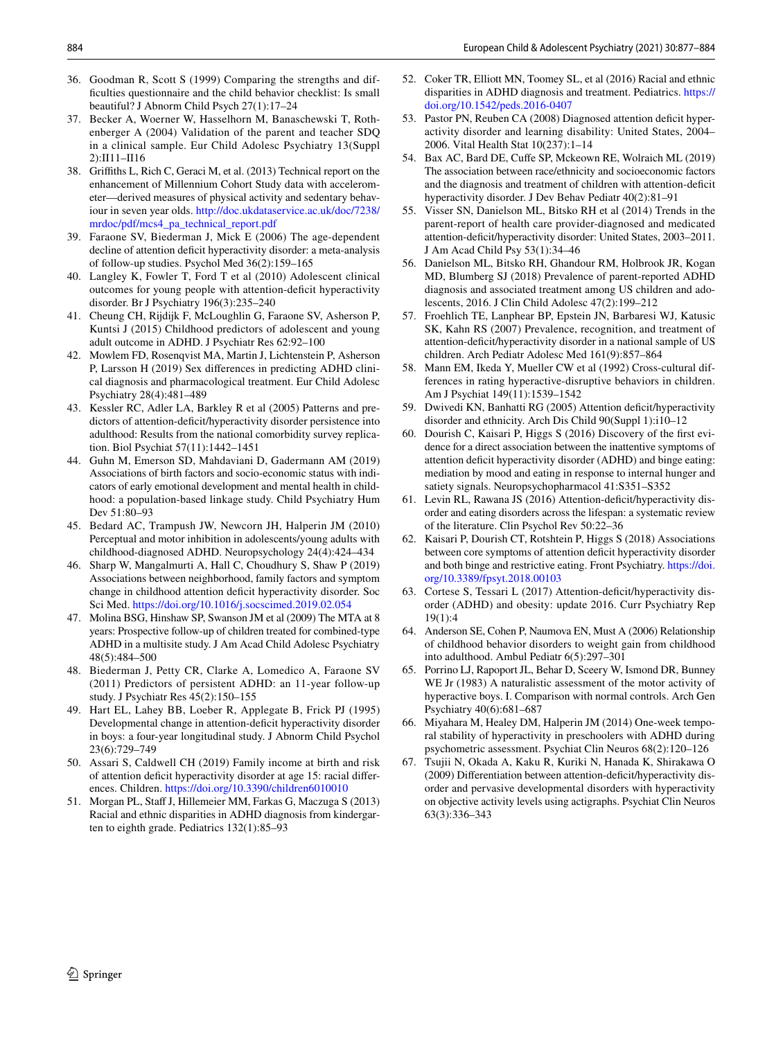36. Goodman R, Scott S (1999) Comparing the strengths and difficulties questionnaire and the child behavior checklist: Is small beautiful? J Abnorm Child Psych 27(1):17–24
37. Becker A, Woerner W, Hasselhorn M, Banaschewski T, Rothenberger A (2004) Validation of the parent and teacher SDQ in a clinical sample. Eur Child Adolesc Psychiatry 13(Suppl 2):II11–II16
38. Griffiths L, Rich C, Geraci M, et al. (2013) Technical report on the enhancement of Millennium Cohort Study data with accelerometer—derived measures of physical activity and sedentary behaviour in seven year olds. http://doc.ukdataservice.ac.uk/doc/7238/mrdoc/pdf/mcs4_pa_technical_report.pdf
39. Faraone SV, Biederman J, Mick E (2006) The age-dependent decline of attention deficit hyperactivity disorder: a meta-analysis of follow-up studies. Psychol Med 36(2):159–165
40. Langley K, Fowler T, Ford T et al (2010) Adolescent clinical outcomes for young people with attention-deficit hyperactivity disorder. Br J Psychiatry 196(3):235–240
41. Cheung CH, Rijdijk F, McLoughlin G, Faraone SV, Asherson P, Kuntsi J (2015) Childhood predictors of adolescent and young adult outcome in ADHD. J Psychiatr Res 62:92–100
42. Mowlem FD, Rosenqvist MA, Martin J, Lichtenstein P, Asherson P, Larsson H (2019) Sex differences in predicting ADHD clinical diagnosis and pharmacological treatment. Eur Child Adolesc Psychiatry 28(4):481–489
43. Kessler RC, Adler LA, Barkley R et al (2005) Patterns and predictors of attention-deficit/hyperactivity disorder persistence into adulthood: Results from the national comorbidity survey replication. Biol Psychiat 57(11):1442–1451
44. Guhn M, Emerson SD, Mahdaviani D, Gadermann AM (2019) Associations of birth factors and socio-economic status with indicators of early emotional development and mental health in childhood: a population-based linkage study. Child Psychiatry Hum Dev 51:80–93
45. Bedard AC, Trampush JW, Newcorn JH, Halperin JM (2010) Perceptual and motor inhibition in adolescents/young adults with childhood-diagnosed ADHD. Neuropsychology 24(4):424–434
46. Sharp W, Mangalmurti A, Hall C, Choudhury S, Shaw P (2019) Associations between neighborhood, family factors and symptom change in childhood attention deficit hyperactivity disorder. Soc Sci Med. https://doi.org/10.1016/j.socscimed.2019.02.054
47. Molina BSG, Hinshaw SP, Swanson JM et al (2009) The MTA at 8 years: Prospective follow-up of children treated for combined-type ADHD in a multisite study. J Am Acad Child Adolesc Psychiatry 48(5):484–500
48. Biederman J, Petty CR, Clarke A, Lomedico A, Faraone SV (2011) Predictors of persistent ADHD: an 11-year follow-up study. J Psychiatr Res 45(2):150–155
49. Hart EL, Lahey BB, Loeber R, Applegate B, Frick PJ (1995) Developmental change in attention-deficit hyperactivity disorder in boys: a four-year longitudinal study. J Abnorm Child Psychol 23(6):729–749
50. Assari S, Caldwell CH (2019) Family income at birth and risk of attention deficit hyperactivity disorder at age 15: racial differences. Children. https://doi.org/10.3390/children6010010
51. Morgan PL, Staff J, Hillemeier MM, Farkas G, Maczuga S (2013) Racial and ethnic disparities in ADHD diagnosis from kindergarten to eighth grade. Pediatrics 132(1):85–93
52. Coker TR, Elliott MN, Toomey SL, et al (2016) Racial and ethnic disparities in ADHD diagnosis and treatment. Pediatrics. https://doi.org/10.1542/peds.2016-0407
53. Pastor PN, Reuben CA (2008) Diagnosed attention deficit hyperactivity disorder and learning disability: United States, 2004–2006. Vital Health Stat 10(237):1–14
54. Bax AC, Bard DE, Cuffe SP, Mckeown RE, Wolraich ML (2019) The association between race/ethnicity and socioeconomic factors and the diagnosis and treatment of children with attention-deficit hyperactivity disorder. J Dev Behav Pediatr 40(2):81–91
55. Visser SN, Danielson ML, Bitsko RH et al (2014) Trends in the parent-report of health care provider-diagnosed and medicated attention-deficit/hyperactivity disorder: United States, 2003–2011. J Am Acad Child Psy 53(1):34–46
56. Danielson ML, Bitsko RH, Ghandour RM, Holbrook JR, Kogan MD, Blumberg SJ (2018) Prevalence of parent-reported ADHD diagnosis and associated treatment among US children and adolescents, 2016. J Clin Child Adolesc 47(2):199–212
57. Froehlich TE, Lanphear BP, Epstein JN, Barbaresi WJ, Katusic SK, Kahn RS (2007) Prevalence, recognition, and treatment of attention-deficit/hyperactivity disorder in a national sample of US children. Arch Pediatr Adolesc Med 161(9):857–864
58. Mann EM, Ikeda Y, Mueller CW et al (1992) Cross-cultural differences in rating hyperactive-disruptive behaviors in children. Am J Psychiat 149(11):1539–1542
59. Dwivedi KN, Banhatti RG (2005) Attention deficit/hyperactivity disorder and ethnicity. Arch Dis Child 90(Suppl 1):i10–12
60. Dourish C, Kaisari P, Higgs S (2016) Discovery of the first evidence for a direct association between the inattentive symptoms of attention deficit hyperactivity disorder (ADHD) and binge eating: mediation by mood and eating in response to internal hunger and satiety signals. Neuropsychopharmacol 41:S351–S352
61. Levin RL, Rawana JS (2016) Attention-deficit/hyperactivity disorder and eating disorders across the lifespan: a systematic review of the literature. Clin Psychol Rev 50:22–36
62. Kaisari P, Dourish CT, Rotshtein P, Higgs S (2018) Associations between core symptoms of attention deficit hyperactivity disorder and both binge and restrictive eating. Front Psychiatry. https://doi.org/10.3389/fpsyt.2018.00103
63. Cortese S, Tessari L (2017) Attention-deficit/hyperactivity disorder (ADHD) and obesity: update 2016. Curr Psychiatry Rep 19(1):4
64. Anderson SE, Cohen P, Naumova EN, Must A (2006) Relationship of childhood behavior disorders to weight gain from childhood into adulthood. Ambul Pediatr 6(5):297–301
65. Porrino LJ, Rapoport JL, Behar D, Sceery W, Ismond DR, Bunney WE Jr (1983) A naturalistic assessment of the motor activity of hyperactive boys. I. Comparison with normal controls. Arch Gen Psychiatry 40(6):681–687
66. Miyahara M, Healey DM, Halperin JM (2014) One-week temporal stability of hyperactivity in preschoolers with ADHD during psychometric assessment. Psychiat Clin Neuros 68(2):120–126
67. Tsujii N, Okada A, Kaku R, Kuriki N, Hanada K, Shirakawa O (2009) Differentiation between attention-deficit/hyperactivity disorder and pervasive developmental disorders with hyperactivity on objective activity levels using actigraphs. Psychiat Clin Neuros 63(3):336–343